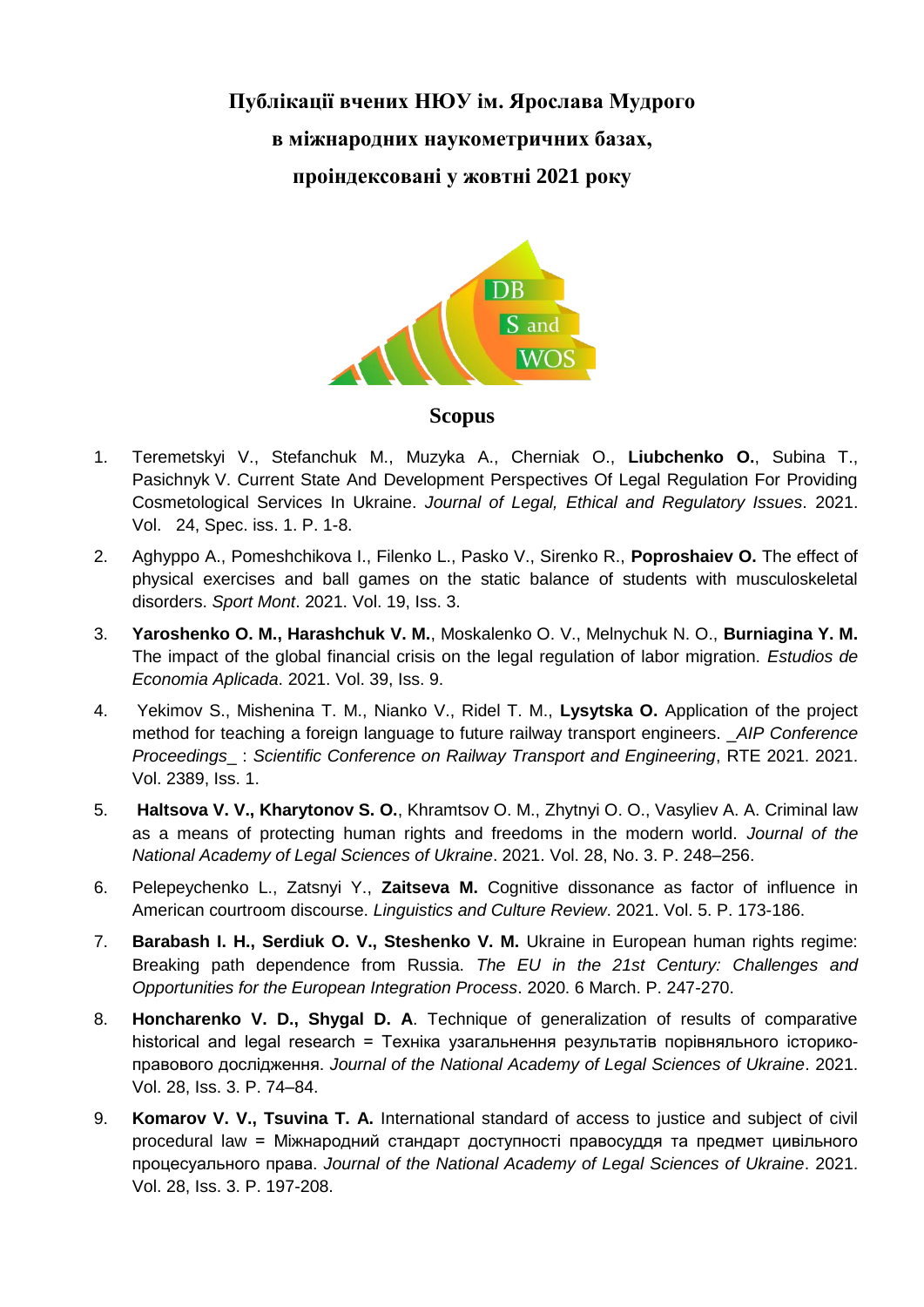**Публікації вчених НЮУ ім. Ярослава Мудрого**

**в міжнародних наукометричних базах,**

**проіндексовані у жовтні 2021 року**

## Scopus

1. Teremetskyi V., Stefanchuk M., Muzyka A., Cherniak O., **Liubchenko O.**, Subina T., Pasichnyk V. Current State And Development Perspectives Of Legal Regulation For Providing Cosmetological Services In Ukraine. *Journal of Legal, Ethical and Regulatory Issues*. 2021. Vol. 24, Spec. iss. 1. P. 1-8.
2. Aghyppo A., Pomeshchikova I., Filenko L., Pasko V., Sirenko R., **Poproshaiev O.** The effect of physical exercises and ball games on the static balance of students with musculoskeletal disorders. *Sport Mont*. 2021. Vol. 19, Iss. 3.
3. **Yaroshenko O. M., Harashchuk V. M.**, Moskalenko O. V., Melnychuk N. O., **Burniagina Y. M.** The impact of the global financial crisis on the legal regulation of labor migration. *Estudios de Economia Aplicada*. 2021. Vol. 39, Iss. 9.
4. Yekimov S., Mishenina T. M., Nianko V., Ridel T. M., **Lysytska O.** Application of the project method for teaching a foreign language to future railway transport engineers. *_AIP Conference Proceedings_* : *Scientific Conference on Railway Transport and Engineering*, RTE 2021. 2021. Vol. 2389, Iss. 1.
5. **Haltsova V. V., Kharytonov S. O.**, Khramtsov O. M., Zhytnyi O. O., Vasyliev A. A. Criminal law as a means of protecting human rights and freedoms in the modern world. *Journal of the National Academy of Legal Sciences of Ukraine*. 2021. Vol. 28, No. 3. P. 248–256.
6. Pelepeychenko L., Zatsnyi Y., **Zaitseva M.** Cognitive dissonance as factor of influence in American courtroom discourse. *Linguistics and Culture Review*. 2021. Vol. 5. P. 173-186.
7. **Barabash I. H., Serdiuk O. V., Steshenko V. M.** Ukraine in European human rights regime: Breaking path dependence from Russia. *The EU in the 21st Century: Challenges and Opportunities for the European Integration Process*. 2020. 6 March. P. 247-270.
8. **Honcharenko V. D., Shygal D. A**. Technique of generalization of results of comparative historical and legal research = Техніка узагальнення результатів порівняльного історико-правового дослідження. *Journal of the National Academy of Legal Sciences of Ukraine*. 2021. Vol. 28, Iss. 3. P. 74–84.
9. **Komarov V. V., Tsuvina T. A.** International standard of access to justice and subject of civil procedural law = Міжнародний стандарт доступності правосуддя та предмет цивільного процесуального права. *Journal of the National Academy of Legal Sciences of Ukraine*. 2021. Vol. 28, Iss. 3. P. 197-208.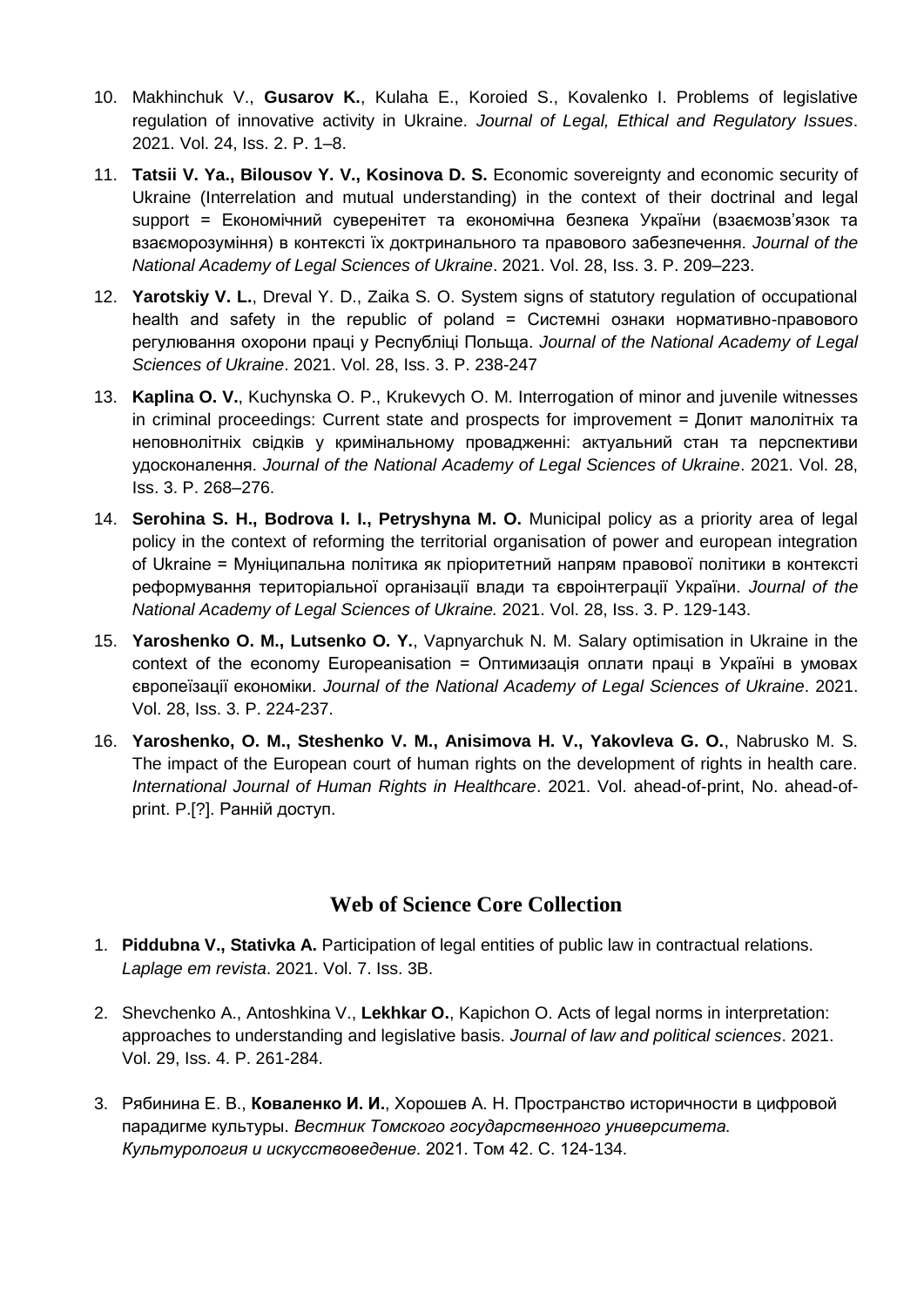10. Makhinchuk V., **Gusarov K.**, Kulaha E., Koroied S., Kovalenko I. Problems of legislative regulation of innovative activity in Ukraine. *Journal of Legal, Ethical and Regulatory Issues*. 2021. Vol. 24, Iss. 2. P. 1–8.

11. **Tatsii V. Ya., Bilousov Y. V., Kosinova D. S.** Economic sovereignty and economic security of Ukraine (Interrelation and mutual understanding) in the context of their doctrinal and legal support = Економічний суверенітет та економічна безпека України (взаємозв'язок та взаєморозуміння) в контексті їх доктринального та правового забезпечення. *Journal of the National Academy of Legal Sciences of Ukraine*. 2021. Vol. 28, Iss. 3. P. 209–223.

12. **Yarotskiy V. L.**, Dreval Y. D., Zaika S. O. System signs of statutory regulation of occupational health and safety in the republic of poland = Системні ознаки нормативно-правового регулювання охорони праці у Республіці Польща. *Journal of the National Academy of Legal Sciences of Ukraine*. 2021. Vol. 28, Iss. 3. P. 238-247

13. **Kaplina O. V.**, Kuchynska O. P., Krukevych O. M. Interrogation of minor and juvenile witnesses in criminal proceedings: Current state and prospects for improvement = Допит малолітніх та неповнолітніх свідків у кримінальному провадженні: актуальний стан та перспективи удосконалення. *Journal of the National Academy of Legal Sciences of Ukraine*. 2021. Vol. 28, Iss. 3. P. 268–276.

14. **Serohina S. H., Bodrova I. I., Petryshyna M. O.** Municipal policy as a priority area of legal policy in the context of reforming the territorial organisation of power and european integration of Ukraine = Муніципальна політика як пріоритетний напрям правової політики в контексті реформування територіальної організації влади та євроінтеграції України. *Journal of the National Academy of Legal Sciences of Ukraine.* 2021. Vol. 28, Iss. 3. P. 129-143.

15. **Yaroshenko O. M., Lutsenko O. Y.**, Vapnyarchuk N. M. Salary optimisation in Ukraine in the context of the economy Europeanisation = Оптимизація оплати праці в Україні в умовах європеїзації економіки. *Journal of the National Academy of Legal Sciences of Ukraine*. 2021. Vol. 28, Iss. 3. P. 224-237.

16. **Yaroshenko, O. M., Steshenko V. M., Anisimova H. V., Yakovleva G. O.**, Nabrusko M. S. The impact of the European court of human rights on the development of rights in health care. *International Journal of Human Rights in Healthcare*. 2021. Vol. ahead-of-print, No. ahead-of-print. P.[?]. Ранній доступ.

## Web of Science Core Collection

1. **Piddubna V., Stativka A.** Participation of legal entities of public law in contractual relations. *Laplage em revista*. 2021. Vol. 7. Iss. 3B.

2. Shevchenko A., Antoshkina V., **Lekhkar O.**, Kapichon O. Acts of legal norms in interpretation: approaches to understanding and legislative basis. *Journal of law and political sciences*. 2021. Vol. 29, Iss. 4. P. 261-284.

3. Рябинина Е. В., **Коваленко И. И.**, Хорошев А. Н. Пространство историчности в цифровой парадигме культуры. *Вестник Томского государственного университета. Культурология и искусствоведение*. 2021. Том 42. С. 124-134.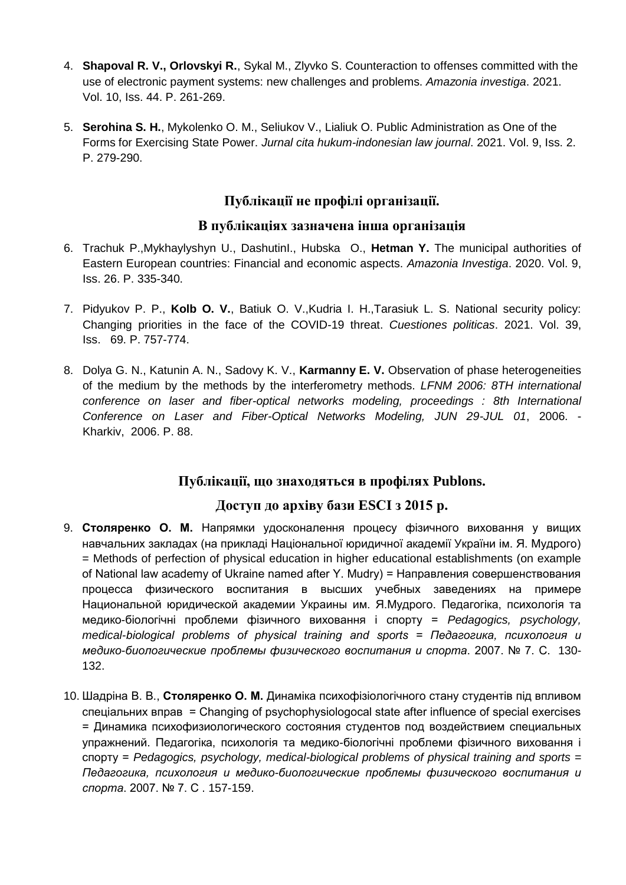4. **Shapoval R. V., Orlovskyi R.**, Sykal M., Zlyvko S. Counteraction to offenses committed with the use of electronic payment systems: new challenges and problems. *Amazonia investiga*. 2021. Vol. 10, Iss. 44. P. 261-269.

5. **Serohina S. H.**, Mykolenko O. M., Seliukov V., Lialiuk O. Public Administration as One of the Forms for Exercising State Power. *Jurnal cita hukum-indonesian law journal*. 2021. Vol. 9, Iss. 2. P. 279-290.

## Публікації не профілі організації.

## В публікаціях зазначена інша організація

6. Trachuk P.,Mykhaylyshyn U., DashutinI., Hubska O., **Hetman Y.** The municipal authorities of Eastern European countries: Financial and economic aspects. *Amazonia Investiga*. 2020. Vol. 9, Iss. 26. P. 335-340.

7. Pidyukov P. P., **Kolb O. V.**, Batiuk O. V.,Kudria I. H.,Tarasiuk L. S. National security policy: Changing priorities in the face of the COVID-19 threat. *Cuestiones politicas*. 2021. Vol. 39, Iss. 69. P. 757-774.

8. Dolya G. N., Katunin A. N., Sadovy K. V., **Karmanny E. V.** Observation of phase heterogeneities of the medium by the methods by the interferometry methods. *LFNM 2006: 8TH international conference on laser and fiber-optical networks modeling, proceedings : 8th International Conference on Laser and Fiber-Optical Networks Modeling, JUN 29-JUL 01*, 2006. - Kharkiv, 2006. P. 88.

## Публікації, що знаходяться в профілях Publons.

## Доступ до архіву бази ESCI з 2015 р.

9. **Столяренко О. М.** Напрямки удосконалення процесу фізичного виховання у вищих навчальних закладах (на прикладі Національної юридичної академії України ім. Я. Мудрого) = Methods of perfection of physical education in higher educational establishments (on example of National law academy of Ukraine named after Y. Mudry) = Направления совершенствования процесса физического воспитания в высших учебных заведениях на примере Национальной юридической академии Украины им. Я.Мудрого. Педагогіка, психологія та медико-біологічні проблеми фізичного виховання і спорту = *Pedagogics, psychology, medical-biological problems of physical training and sports = Педагогика, психология и медико-биологические проблемы физического воспитания и спорта*. 2007. № 7. С. 130-132.

10. Шадріна В. В., **Столяренко О. М.** Динаміка психофізіологічного стану студентів під впливом спеціальних вправ = Changing of psychophysiologocal state after influence of special exercises = Динамика психофизиологического состояния студентов под воздействием специальных упражнений. Педагогіка, психологія та медико-біологічні проблеми фізичного виховання і спорту = *Pedagogics, psychology, medical-biological problems of physical training and sports = Педагогика, психология и медико-биологические проблемы физического воспитания и спорта*. 2007. № 7. С . 157-159.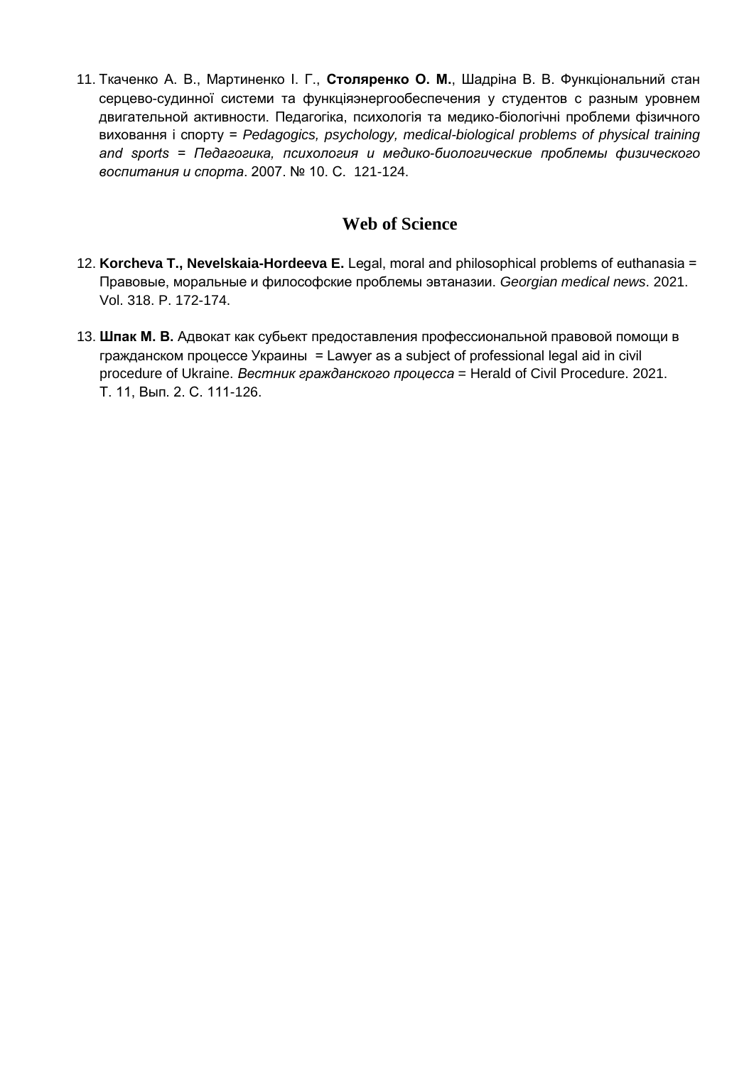11. Ткаченко А. В., Мартиненко І. Г., **Столяренко О. М.**, Шадріна В. В. Функціональний стан серцево-судинної системи та функціяэнергообеспечения у студентов с разным уровнем двигательной активности. Педагогіка, психологія та медико-біологічні проблеми фізичного виховання і спорту = *Pedagogics, psychology, medical-biological problems of physical training and sports = Педагогика, психология и медико-биологические проблемы физического воспитания и спорта*. 2007. № 10. С. 121-124.

## Web of Science

12. **Korcheva T., Nevelskaia-Hordeeva E.** Legal, moral and philosophical problems of euthanasia = Правовые, моральные и философские проблемы эвтаназии. *Georgian medical news*. 2021. Vol. 318. P. 172-174.

13. **Шпак М. В.** Адвокат как субьект предоставления профессиональной правовой помощи в гражданском процессе Украины = Lawyer as a subject of professional legal aid in civil procedure of Ukraine. *Вестник гражданского процесса* = Herald of Civil Procedure. 2021. Т. 11, Вып. 2. С. 111-126.